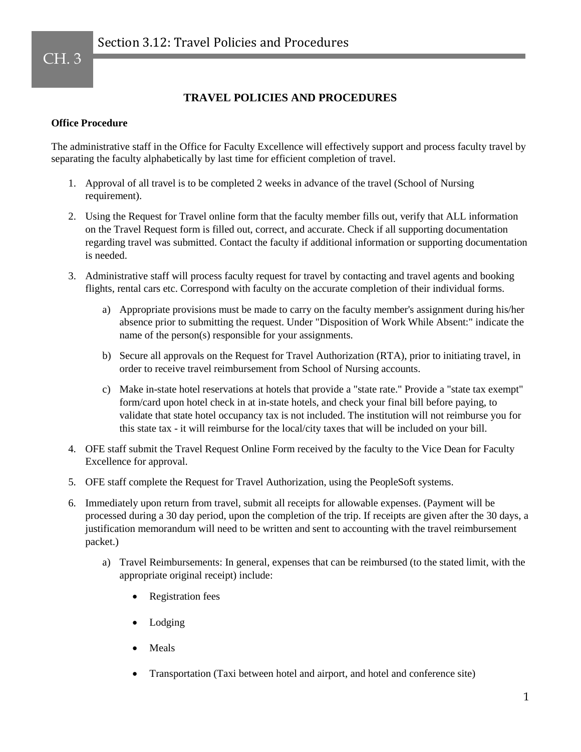# Section 3.12: Travel Policies and Procedures

## TRAVEL POLICIES AND PROCEDURES

**Office Procedure**

The administrative staff in the Office for Faculty Excellence will effectively support and process faculty travel by separating the faculty alphabetically by last time for efficient completion of travel.

1. Approval of all travel is to be completed 2 weeks in advance of the travel (School of Nursing requirement).
2. Using the Request for Travel online form that the faculty member fills out, verify that ALL information on the Travel Request form is filled out, correct, and accurate. Check if all supporting documentation regarding travel was submitted. Contact the faculty if additional information or supporting documentation is needed.
3. Administrative staff will process faculty request for travel by contacting and travel agents and booking flights, rental cars etc. Correspond with faculty on the accurate completion of their individual forms.
   a) Appropriate provisions must be made to carry on the faculty member's assignment during his/her absence prior to submitting the request. Under "Disposition of Work While Absent:" indicate the name of the person(s) responsible for your assignments.
   b) Secure all approvals on the Request for Travel Authorization (RTA), prior to initiating travel, in order to receive travel reimbursement from School of Nursing accounts.
   c) Make in-state hotel reservations at hotels that provide a "state rate." Provide a "state tax exempt" form/card upon hotel check in at in-state hotels, and check your final bill before paying, to validate that state hotel occupancy tax is not included. The institution will not reimburse you for this state tax - it will reimburse for the local/city taxes that will be included on your bill.
4. OFE staff submit the Travel Request Online Form received by the faculty to the Vice Dean for Faculty Excellence for approval.
5. OFE staff complete the Request for Travel Authorization, using the PeopleSoft systems.
6. Immediately upon return from travel, submit all receipts for allowable expenses. (Payment will be processed during a 30 day period, upon the completion of the trip. If receipts are given after the 30 days, a justification memorandum will need to be written and sent to accounting with the travel reimbursement packet.)
   a) Travel Reimbursements: In general, expenses that can be reimbursed (to the stated limit, with the appropriate original receipt) include:
      - Registration fees
      - Lodging
      - Meals
      - Transportation (Taxi between hotel and airport, and hotel and conference site)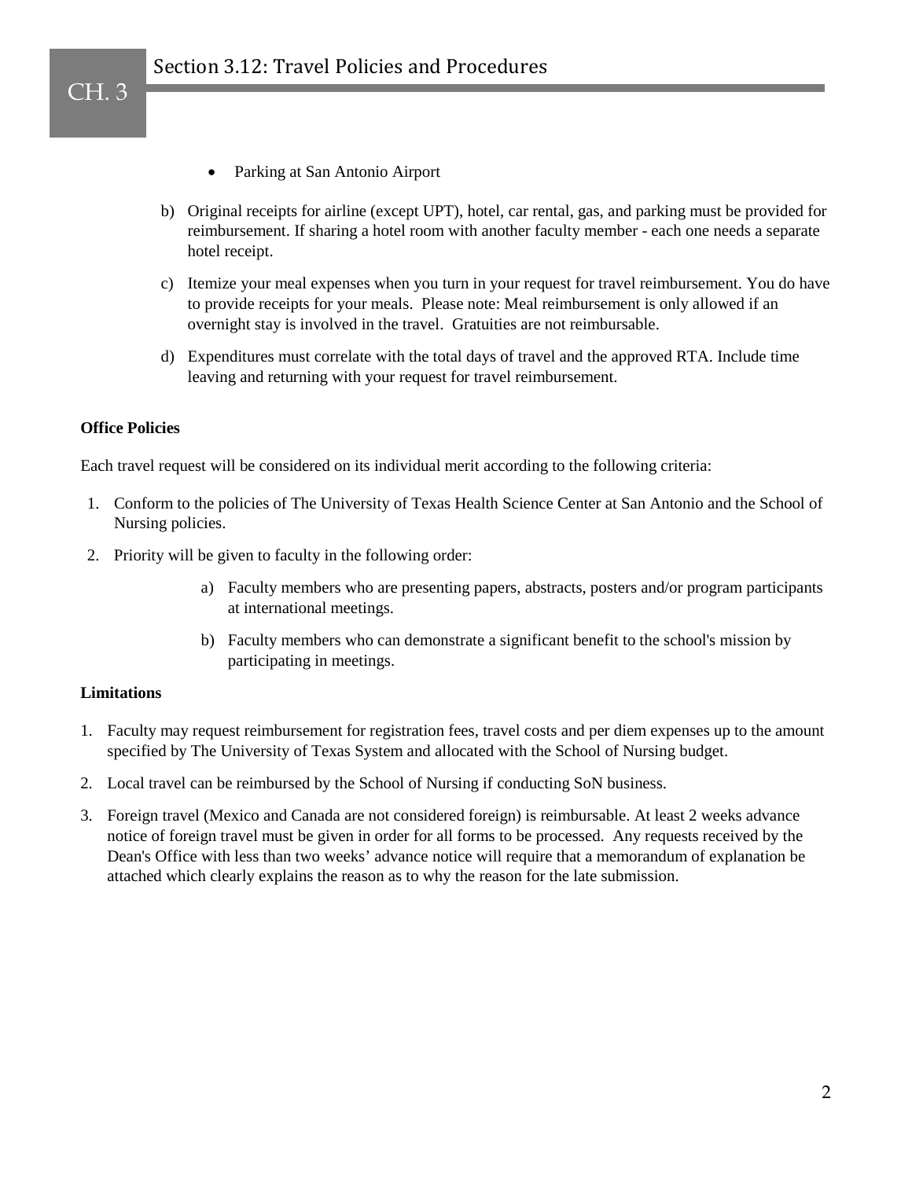- Parking at San Antonio Airport

b) Original receipts for airline (except UPT), hotel, car rental, gas, and parking must be provided for reimbursement. If sharing a hotel room with another faculty member - each one needs a separate hotel receipt.

c) Itemize your meal expenses when you turn in your request for travel reimbursement. You do have to provide receipts for your meals. Please note: Meal reimbursement is only allowed if an overnight stay is involved in the travel. Gratuities are not reimbursable.

d) Expenditures must correlate with the total days of travel and the approved RTA. Include time leaving and returning with your request for travel reimbursement.

**Office Policies**

Each travel request will be considered on its individual merit according to the following criteria:

1. Conform to the policies of The University of Texas Health Science Center at San Antonio and the School of Nursing policies.
2. Priority will be given to faculty in the following order:
   a) Faculty members who are presenting papers, abstracts, posters and/or program participants at international meetings.
   b) Faculty members who can demonstrate a significant benefit to the school's mission by participating in meetings.

**Limitations**

1. Faculty may request reimbursement for registration fees, travel costs and per diem expenses up to the amount specified by The University of Texas System and allocated with the School of Nursing budget.
2. Local travel can be reimbursed by the School of Nursing if conducting SoN business.
3. Foreign travel (Mexico and Canada are not considered foreign) is reimbursable. At least 2 weeks advance notice of foreign travel must be given in order for all forms to be processed. Any requests received by the Dean's Office with less than two weeks' advance notice will require that a memorandum of explanation be attached which clearly explains the reason as to why the reason for the late submission.